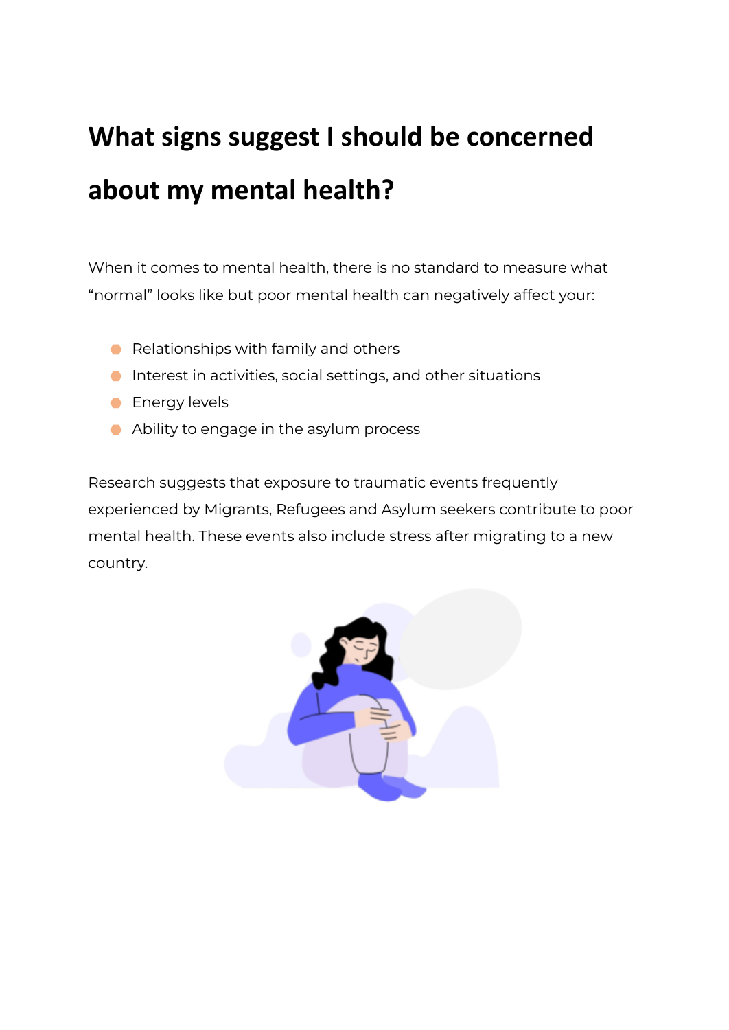# What signs suggest I should be concerned about my mental health?

When it comes to mental health, there is no standard to measure what "normal" looks like but poor mental health can negatively affect your:

- Relationships with family and others
- Interest in activities, social settings, and other situations
- Energy levels
- Ability to engage in the asylum process

Research suggests that exposure to traumatic events frequently experienced by Migrants, Refugees and Asylum seekers contribute to poor mental health. These events also include stress after migrating to a new country.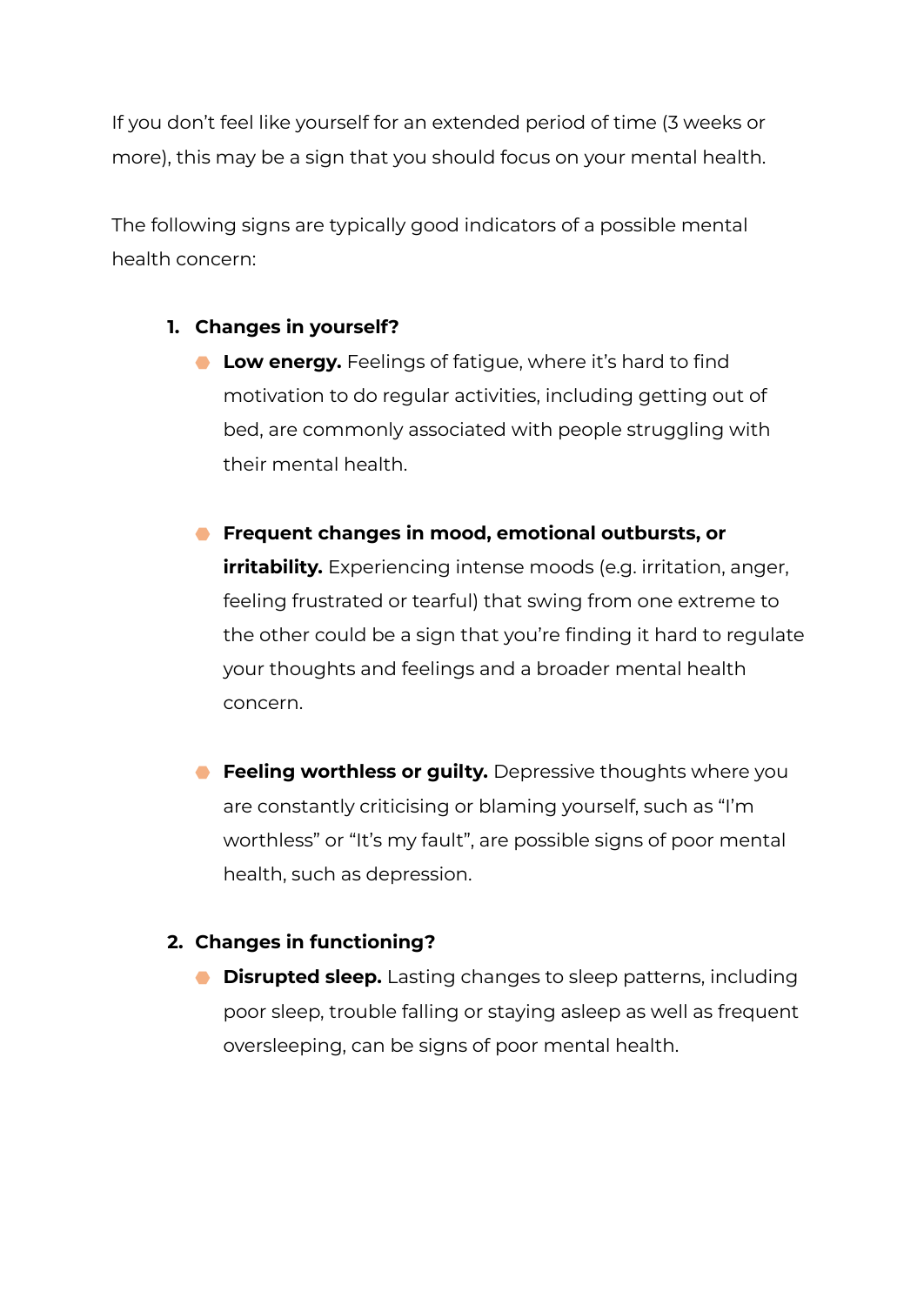If you don't feel like yourself for an extended period of time (3 weeks or more), this may be a sign that you should focus on your mental health.

The following signs are typically good indicators of a possible mental health concern:

1. **Changes in yourself?**
   - **Low energy.** Feelings of fatigue, where it's hard to find motivation to do regular activities, including getting out of bed, are commonly associated with people struggling with their mental health.
   - **Frequent changes in mood, emotional outbursts, or irritability.** Experiencing intense moods (e.g. irritation, anger, feeling frustrated or tearful) that swing from one extreme to the other could be a sign that you're finding it hard to regulate your thoughts and feelings and a broader mental health concern.
   - **Feeling worthless or guilty.** Depressive thoughts where you are constantly criticising or blaming yourself, such as "I'm worthless" or "It's my fault", are possible signs of poor mental health, such as depression.
2. **Changes in functioning?**
   - **Disrupted sleep.** Lasting changes to sleep patterns, including poor sleep, trouble falling or staying asleep as well as frequent oversleeping, can be signs of poor mental health.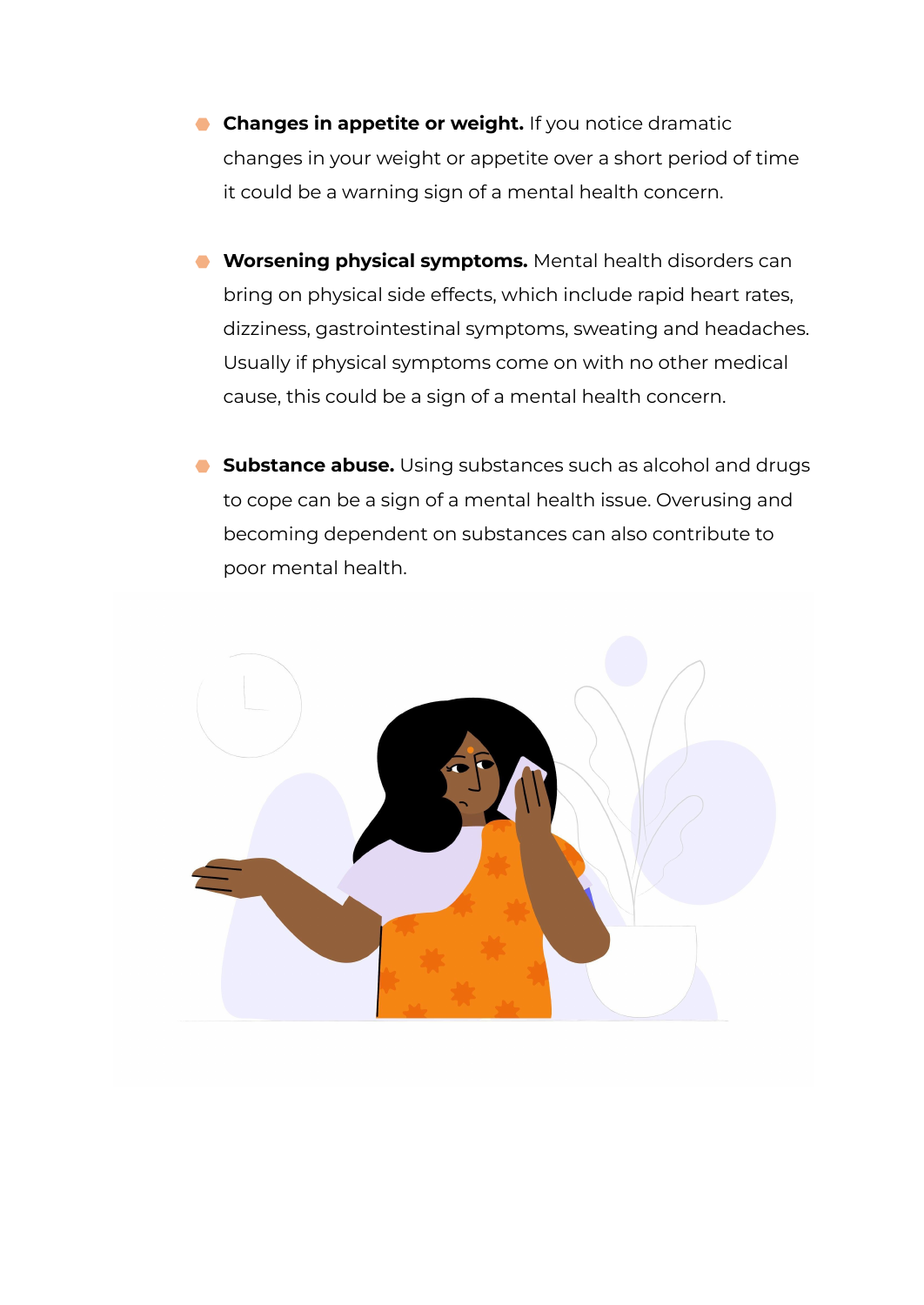- **Changes in appetite or weight.** If you notice dramatic changes in your weight or appetite over a short period of time it could be a warning sign of a mental health concern.

- **Worsening physical symptoms.** Mental health disorders can bring on physical side effects, which include rapid heart rates, dizziness, gastrointestinal symptoms, sweating and headaches. Usually if physical symptoms come on with no other medical cause, this could be a sign of a mental health concern.

- **Substance abuse.** Using substances such as alcohol and drugs to cope can be a sign of a mental health issue. Overusing and becoming dependent on substances can also contribute to poor mental health.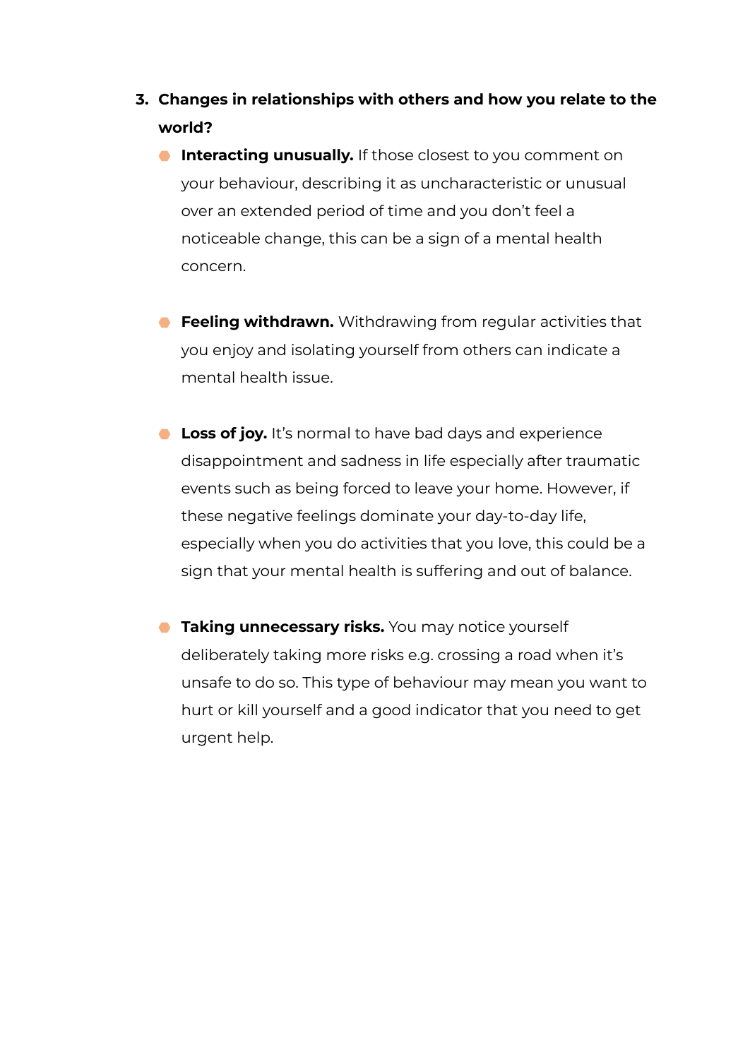3. **Changes in relationships with others and how you relate to the world?**

    - **Interacting unusually.** If those closest to you comment on your behaviour, describing it as uncharacteristic or unusual over an extended period of time and you don't feel a noticeable change, this can be a sign of a mental health concern.

    - **Feeling withdrawn.** Withdrawing from regular activities that you enjoy and isolating yourself from others can indicate a mental health issue.

    - **Loss of joy.** It's normal to have bad days and experience disappointment and sadness in life especially after traumatic events such as being forced to leave your home. However, if these negative feelings dominate your day-to-day life, especially when you do activities that you love, this could be a sign that your mental health is suffering and out of balance.

    - **Taking unnecessary risks.** You may notice yourself deliberately taking more risks e.g. crossing a road when it's unsafe to do so. This type of behaviour may mean you want to hurt or kill yourself and a good indicator that you need to get urgent help.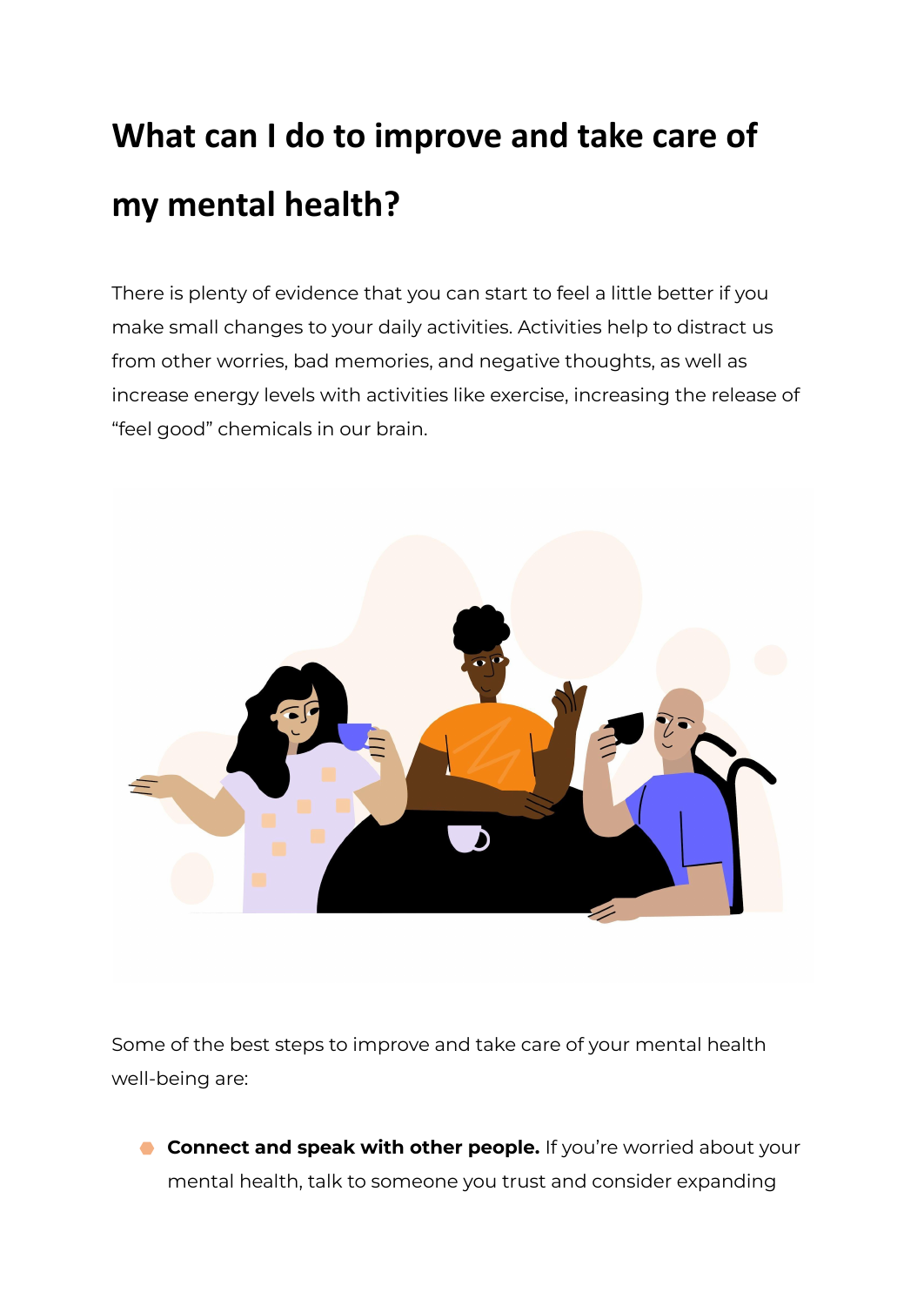# What can I do to improve and take care of my mental health?

There is plenty of evidence that you can start to feel a little better if you make small changes to your daily activities. Activities help to distract us from other worries, bad memories, and negative thoughts, as well as increase energy levels with activities like exercise, increasing the release of "feel good" chemicals in our brain.

Some of the best steps to improve and take care of your mental health well-being are:

- **Connect and speak with other people.** If you're worried about your mental health, talk to someone you trust and consider expanding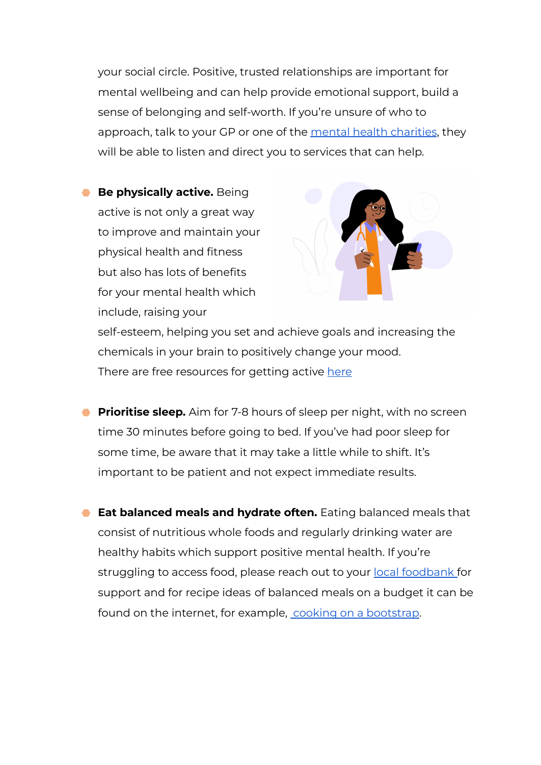your social circle. Positive, trusted relationships are important for mental wellbeing and can help provide emotional support, build a sense of belonging and self-worth. If you're unsure of who to approach, talk to your GP or one of the mental health charities, they will be able to listen and direct you to services that can help.

- **Be physically active.** Being active is not only a great way to improve and maintain your physical health and fitness but also has lots of benefits for your mental health which include, raising your self-esteem, helping you set and achieve goals and increasing the chemicals in your brain to positively change your mood. There are free resources for getting active here

- **Prioritise sleep.** Aim for 7-8 hours of sleep per night, with no screen time 30 minutes before going to bed. If you've had poor sleep for some time, be aware that it may take a little while to shift. It's important to be patient and not expect immediate results.

- **Eat balanced meals and hydrate often.** Eating balanced meals that consist of nutritious whole foods and regularly drinking water are healthy habits which support positive mental health. If you're struggling to access food, please reach out to your local foodbank for support and for recipe ideas of balanced meals on a budget it can be found on the internet, for example, cooking on a bootstrap.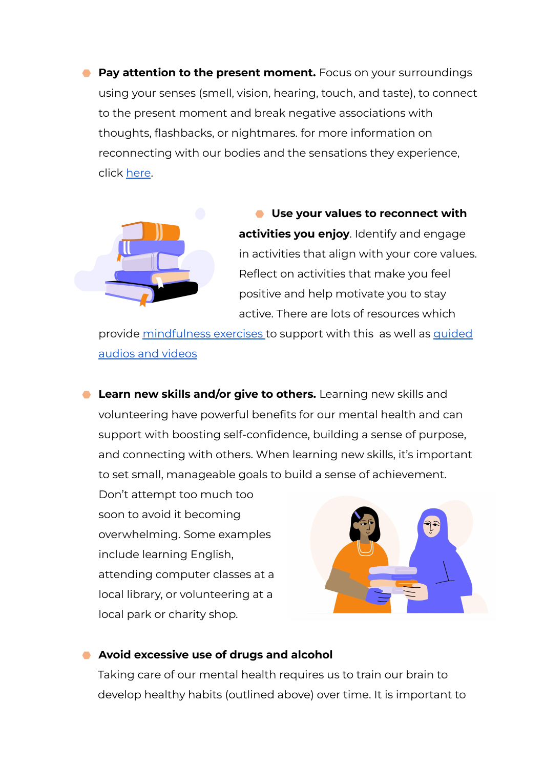- **Pay attention to the present moment.** Focus on your surroundings using your senses (smell, vision, hearing, touch, and taste), to connect to the present moment and break negative associations with thoughts, flashbacks, or nightmares. for more information on reconnecting with our bodies and the sensations they experience, click here.

- **Use your values to reconnect with activities you enjoy**. Identify and engage in activities that align with your core values. Reflect on activities that make you feel positive and help motivate you to stay active. There are lots of resources which provide mindfulness exercises to support with this as well as guided audios and videos

- **Learn new skills and/or give to others.** Learning new skills and volunteering have powerful benefits for our mental health and can support with boosting self-confidence, building a sense of purpose, and connecting with others. When learning new skills, it's important to set small, manageable goals to build a sense of achievement. Don't attempt too much too soon to avoid it becoming overwhelming. Some examples include learning English, attending computer classes at a local library, or volunteering at a local park or charity shop.

- **Avoid excessive use of drugs and alcohol**
  Taking care of our mental health requires us to train our brain to develop healthy habits (outlined above) over time. It is important to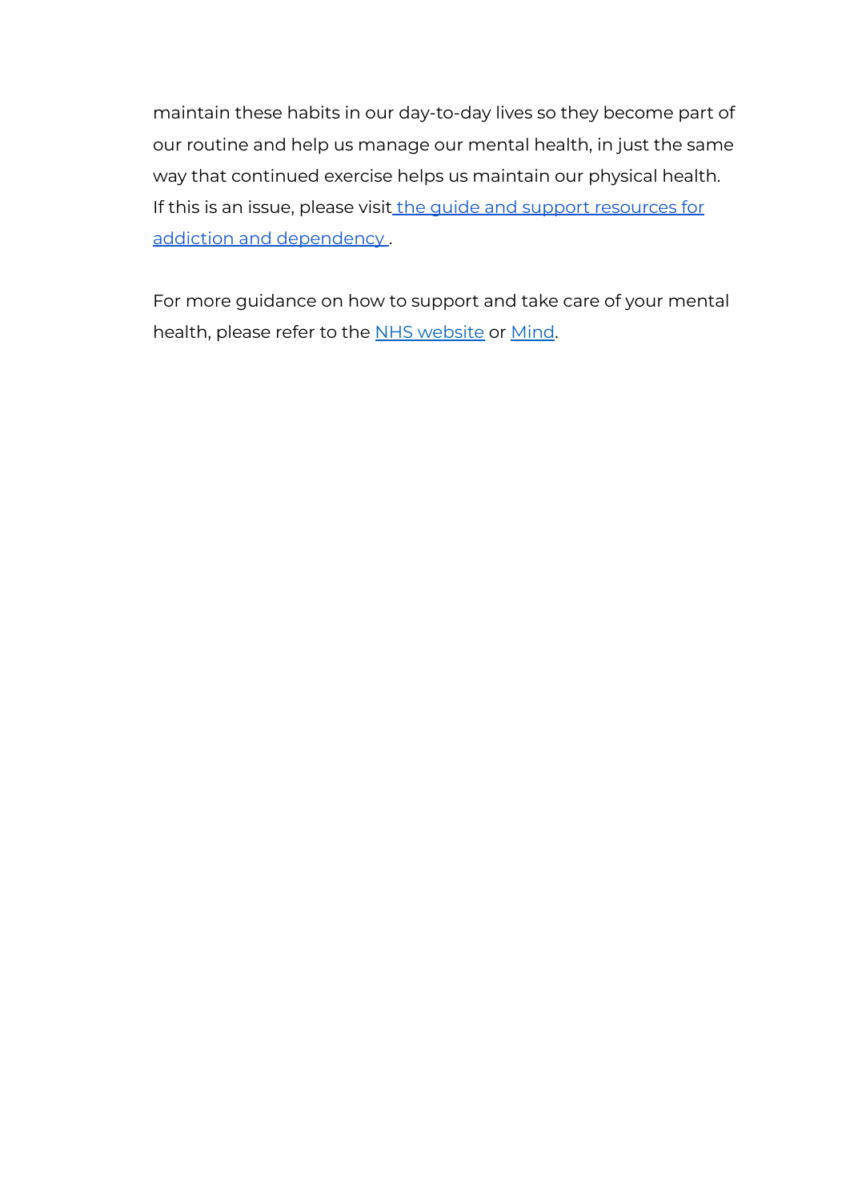maintain these habits in our day-to-day lives so they become part of our routine and help us manage our mental health, in just the same way that continued exercise helps us maintain our physical health. If this is an issue, please visit the guide and support resources for addiction and dependency.

For more guidance on how to support and take care of your mental health, please refer to the NHS website or Mind.